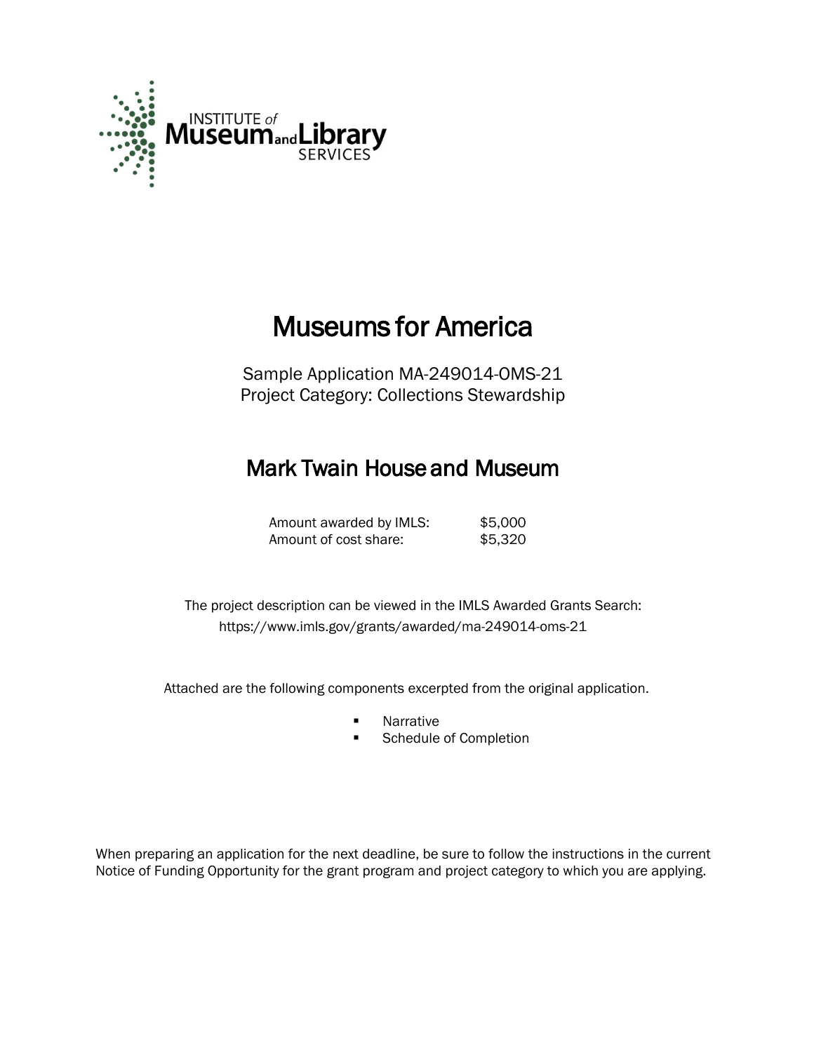INSTITUTE of Museum and Library SERVICES

# Museums for America

Sample Application MA-249014-OMS-21
Project Category: Collections Stewardship

## Mark Twain House and Museum

| | |
|---|---|
| Amount awarded by IMLS: | $5,000 |
| Amount of cost share: | $5,320 |

The project description can be viewed in the IMLS Awarded Grants Search:
https://www.imls.gov/grants/awarded/ma-249014-oms-21

Attached are the following components excerpted from the original application.

- Narrative
- Schedule of Completion

When preparing an application for the next deadline, be sure to follow the instructions in the current Notice of Funding Opportunity for the grant program and project category to which you are applying.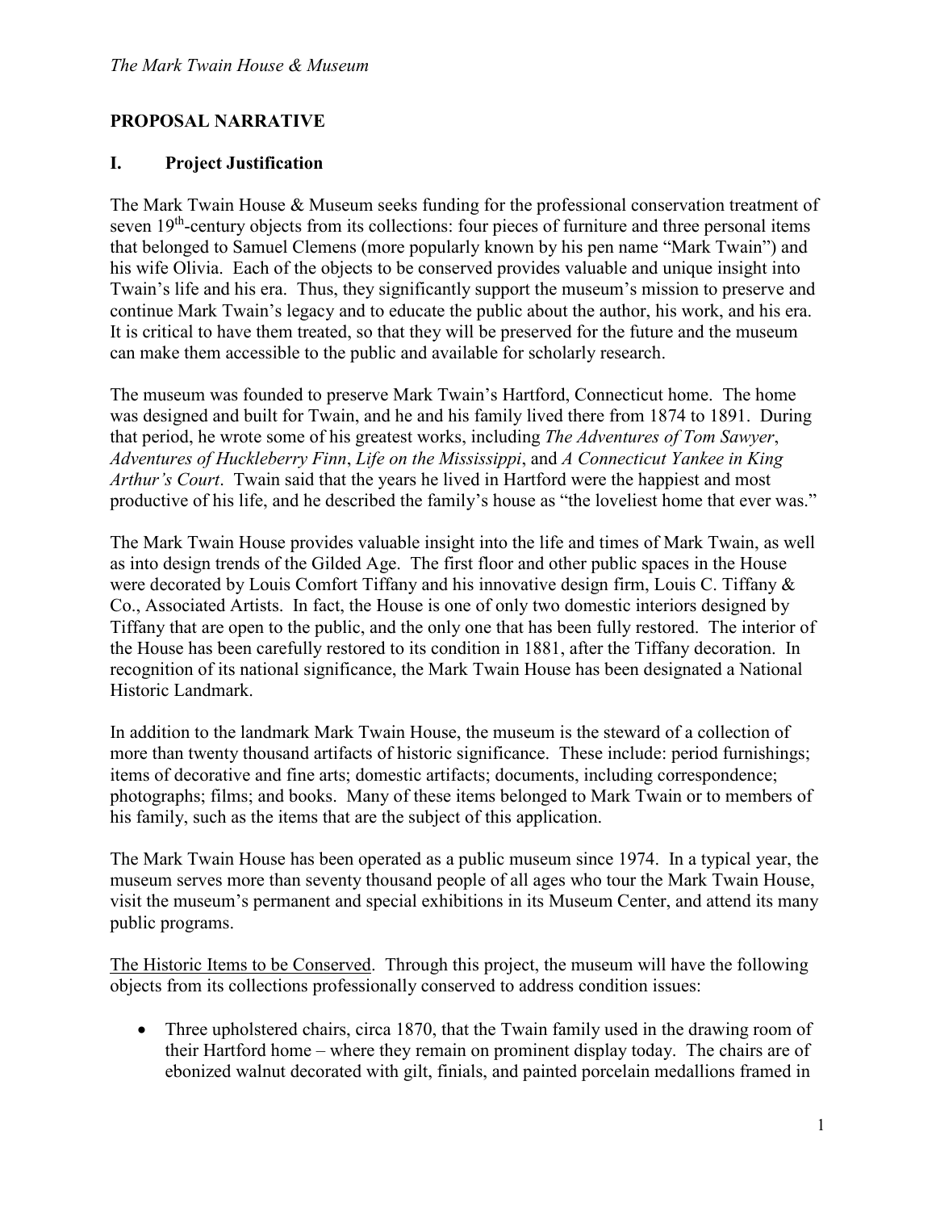## PROPOSAL NARRATIVE

## I. Project Justification

The Mark Twain House & Museum seeks funding for the professional conservation treatment of seven 19th-century objects from its collections: four pieces of furniture and three personal items that belonged to Samuel Clemens (more popularly known by his pen name "Mark Twain") and his wife Olivia. Each of the objects to be conserved provides valuable and unique insight into Twain's life and his era. Thus, they significantly support the museum's mission to preserve and continue Mark Twain's legacy and to educate the public about the author, his work, and his era. It is critical to have them treated, so that they will be preserved for the future and the museum can make them accessible to the public and available for scholarly research.

The museum was founded to preserve Mark Twain's Hartford, Connecticut home. The home was designed and built for Twain, and he and his family lived there from 1874 to 1891. During that period, he wrote some of his greatest works, including *The Adventures of Tom Sawyer*, *Adventures of Huckleberry Finn*, *Life on the Mississippi*, and *A Connecticut Yankee in King Arthur's Court*. Twain said that the years he lived in Hartford were the happiest and most productive of his life, and he described the family's house as "the loveliest home that ever was."

The Mark Twain House provides valuable insight into the life and times of Mark Twain, as well as into design trends of the Gilded Age. The first floor and other public spaces in the House were decorated by Louis Comfort Tiffany and his innovative design firm, Louis C. Tiffany & Co., Associated Artists. In fact, the House is one of only two domestic interiors designed by Tiffany that are open to the public, and the only one that has been fully restored. The interior of the House has been carefully restored to its condition in 1881, after the Tiffany decoration. In recognition of its national significance, the Mark Twain House has been designated a National Historic Landmark.

In addition to the landmark Mark Twain House, the museum is the steward of a collection of more than twenty thousand artifacts of historic significance. These include: period furnishings; items of decorative and fine arts; domestic artifacts; documents, including correspondence; photographs; films; and books. Many of these items belonged to Mark Twain or to members of his family, such as the items that are the subject of this application.

The Mark Twain House has been operated as a public museum since 1974. In a typical year, the museum serves more than seventy thousand people of all ages who tour the Mark Twain House, visit the museum's permanent and special exhibitions in its Museum Center, and attend its many public programs.

<u>The Historic Items to be Conserved</u>. Through this project, the museum will have the following objects from its collections professionally conserved to address condition issues:

- Three upholstered chairs, circa 1870, that the Twain family used in the drawing room of their Hartford home – where they remain on prominent display today. The chairs are of ebonized walnut decorated with gilt, finials, and painted porcelain medallions framed in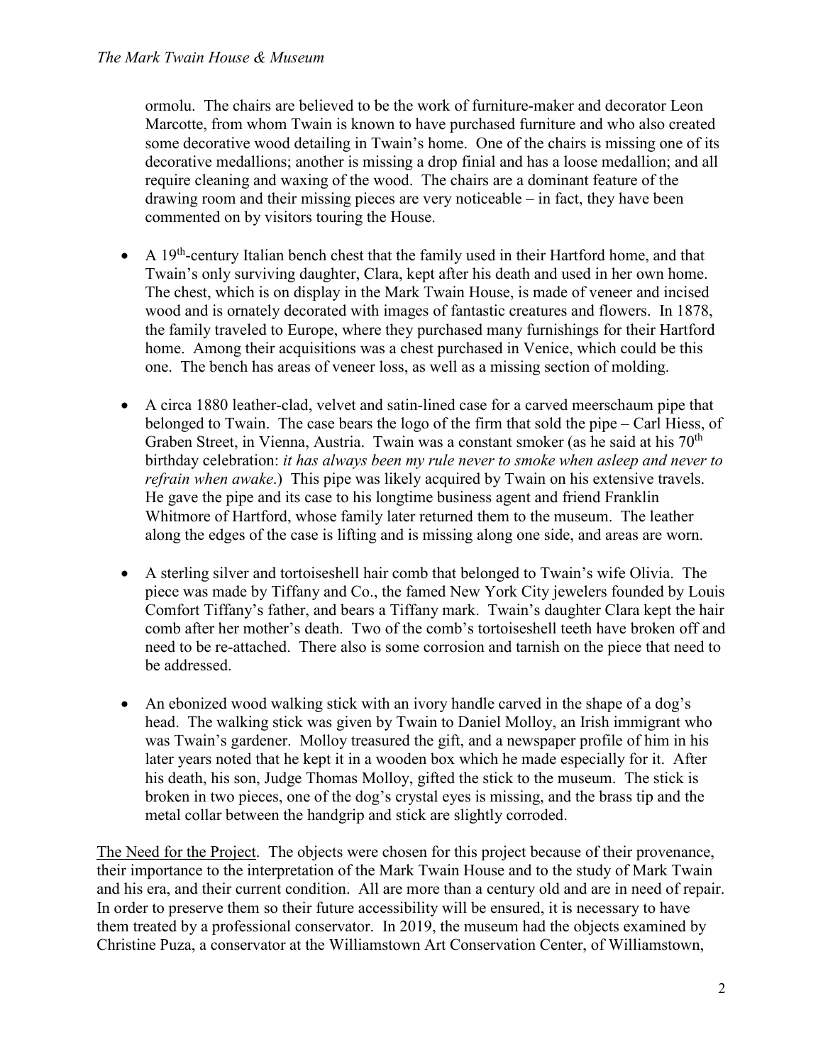ormolu. The chairs are believed to be the work of furniture-maker and decorator Leon Marcotte, from whom Twain is known to have purchased furniture and who also created some decorative wood detailing in Twain's home. One of the chairs is missing one of its decorative medallions; another is missing a drop finial and has a loose medallion; and all require cleaning and waxing of the wood. The chairs are a dominant feature of the drawing room and their missing pieces are very noticeable – in fact, they have been commented on by visitors touring the House.

- A 19th-century Italian bench chest that the family used in their Hartford home, and that Twain's only surviving daughter, Clara, kept after his death and used in her own home. The chest, which is on display in the Mark Twain House, is made of veneer and incised wood and is ornately decorated with images of fantastic creatures and flowers. In 1878, the family traveled to Europe, where they purchased many furnishings for their Hartford home. Among their acquisitions was a chest purchased in Venice, which could be this one. The bench has areas of veneer loss, as well as a missing section of molding.

- A circa 1880 leather-clad, velvet and satin-lined case for a carved meerschaum pipe that belonged to Twain. The case bears the logo of the firm that sold the pipe – Carl Hiess, of Graben Street, in Vienna, Austria. Twain was a constant smoker (as he said at his 70th birthday celebration: *it has always been my rule never to smoke when asleep and never to refrain when awake*.) This pipe was likely acquired by Twain on his extensive travels. He gave the pipe and its case to his longtime business agent and friend Franklin Whitmore of Hartford, whose family later returned them to the museum. The leather along the edges of the case is lifting and is missing along one side, and areas are worn.

- A sterling silver and tortoiseshell hair comb that belonged to Twain's wife Olivia. The piece was made by Tiffany and Co., the famed New York City jewelers founded by Louis Comfort Tiffany's father, and bears a Tiffany mark. Twain's daughter Clara kept the hair comb after her mother's death. Two of the comb's tortoiseshell teeth have broken off and need to be re-attached. There also is some corrosion and tarnish on the piece that need to be addressed.

- An ebonized wood walking stick with an ivory handle carved in the shape of a dog's head. The walking stick was given by Twain to Daniel Molloy, an Irish immigrant who was Twain's gardener. Molloy treasured the gift, and a newspaper profile of him in his later years noted that he kept it in a wooden box which he made especially for it. After his death, his son, Judge Thomas Molloy, gifted the stick to the museum. The stick is broken in two pieces, one of the dog's crystal eyes is missing, and the brass tip and the metal collar between the handgrip and stick are slightly corroded.

The Need for the Project. The objects were chosen for this project because of their provenance, their importance to the interpretation of the Mark Twain House and to the study of Mark Twain and his era, and their current condition. All are more than a century old and are in need of repair. In order to preserve them so their future accessibility will be ensured, it is necessary to have them treated by a professional conservator. In 2019, the museum had the objects examined by Christine Puza, a conservator at the Williamstown Art Conservation Center, of Williamstown,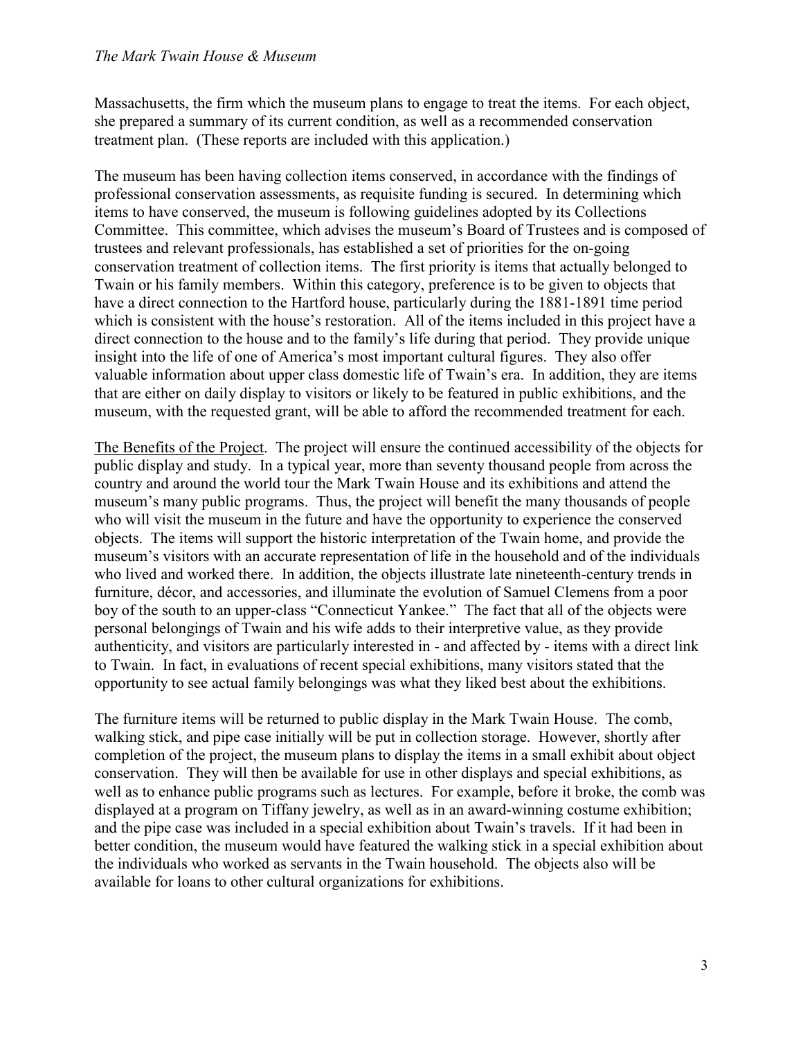Massachusetts, the firm which the museum plans to engage to treat the items. For each object, she prepared a summary of its current condition, as well as a recommended conservation treatment plan. (These reports are included with this application.)

The museum has been having collection items conserved, in accordance with the findings of professional conservation assessments, as requisite funding is secured. In determining which items to have conserved, the museum is following guidelines adopted by its Collections Committee. This committee, which advises the museum's Board of Trustees and is composed of trustees and relevant professionals, has established a set of priorities for the on-going conservation treatment of collection items. The first priority is items that actually belonged to Twain or his family members. Within this category, preference is to be given to objects that have a direct connection to the Hartford house, particularly during the 1881-1891 time period which is consistent with the house's restoration. All of the items included in this project have a direct connection to the house and to the family's life during that period. They provide unique insight into the life of one of America's most important cultural figures. They also offer valuable information about upper class domestic life of Twain's era. In addition, they are items that are either on daily display to visitors or likely to be featured in public exhibitions, and the museum, with the requested grant, will be able to afford the recommended treatment for each.

<u>The Benefits of the Project</u>. The project will ensure the continued accessibility of the objects for public display and study. In a typical year, more than seventy thousand people from across the country and around the world tour the Mark Twain House and its exhibitions and attend the museum's many public programs. Thus, the project will benefit the many thousands of people who will visit the museum in the future and have the opportunity to experience the conserved objects. The items will support the historic interpretation of the Twain home, and provide the museum's visitors with an accurate representation of life in the household and of the individuals who lived and worked there. In addition, the objects illustrate late nineteenth-century trends in furniture, décor, and accessories, and illuminate the evolution of Samuel Clemens from a poor boy of the south to an upper-class "Connecticut Yankee." The fact that all of the objects were personal belongings of Twain and his wife adds to their interpretive value, as they provide authenticity, and visitors are particularly interested in - and affected by - items with a direct link to Twain. In fact, in evaluations of recent special exhibitions, many visitors stated that the opportunity to see actual family belongings was what they liked best about the exhibitions.

The furniture items will be returned to public display in the Mark Twain House. The comb, walking stick, and pipe case initially will be put in collection storage. However, shortly after completion of the project, the museum plans to display the items in a small exhibit about object conservation. They will then be available for use in other displays and special exhibitions, as well as to enhance public programs such as lectures. For example, before it broke, the comb was displayed at a program on Tiffany jewelry, as well as in an award-winning costume exhibition; and the pipe case was included in a special exhibition about Twain's travels. If it had been in better condition, the museum would have featured the walking stick in a special exhibition about the individuals who worked as servants in the Twain household. The objects also will be available for loans to other cultural organizations for exhibitions.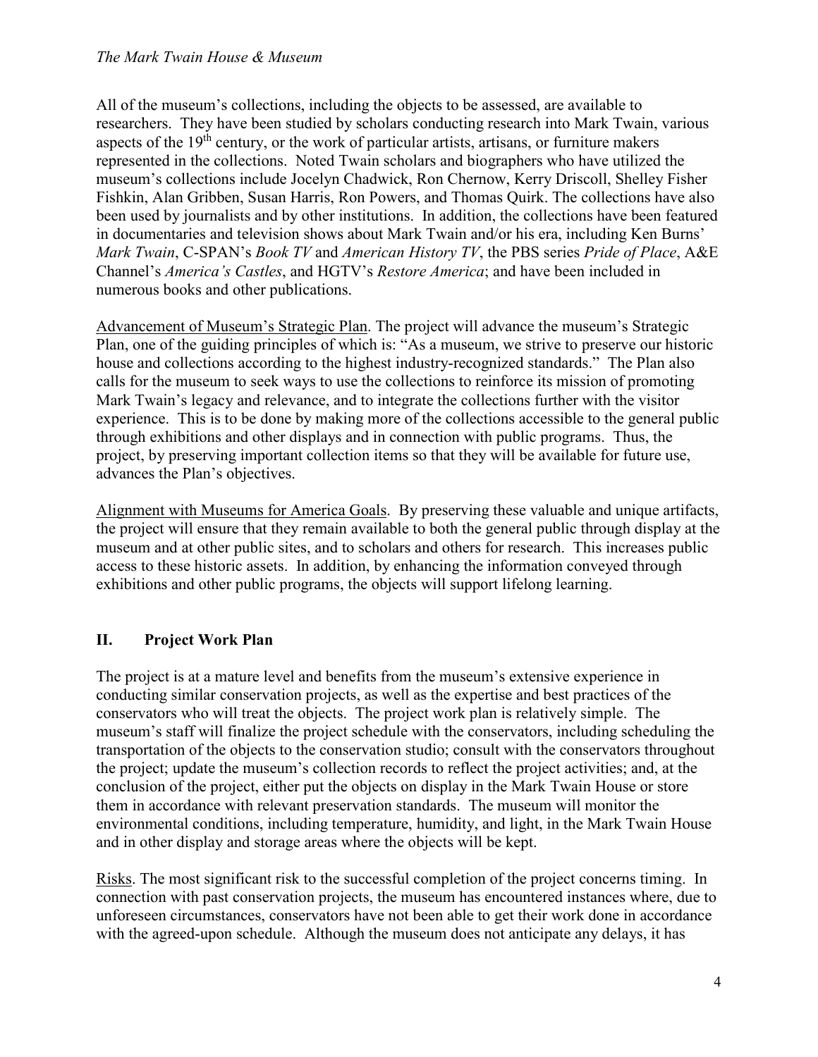All of the museum's collections, including the objects to be assessed, are available to researchers. They have been studied by scholars conducting research into Mark Twain, various aspects of the 19th century, or the work of particular artists, artisans, or furniture makers represented in the collections. Noted Twain scholars and biographers who have utilized the museum's collections include Jocelyn Chadwick, Ron Chernow, Kerry Driscoll, Shelley Fisher Fishkin, Alan Gribben, Susan Harris, Ron Powers, and Thomas Quirk. The collections have also been used by journalists and by other institutions. In addition, the collections have been featured in documentaries and television shows about Mark Twain and/or his era, including Ken Burns' *Mark Twain*, C-SPAN's *Book TV* and *American History TV*, the PBS series *Pride of Place*, A&E Channel's *America's Castles*, and HGTV's *Restore America*; and have been included in numerous books and other publications.

<u>Advancement of Museum's Strategic Plan</u>. The project will advance the museum's Strategic Plan, one of the guiding principles of which is: "As a museum, we strive to preserve our historic house and collections according to the highest industry-recognized standards." The Plan also calls for the museum to seek ways to use the collections to reinforce its mission of promoting Mark Twain's legacy and relevance, and to integrate the collections further with the visitor experience. This is to be done by making more of the collections accessible to the general public through exhibitions and other displays and in connection with public programs. Thus, the project, by preserving important collection items so that they will be available for future use, advances the Plan's objectives.

<u>Alignment with Museums for America Goals</u>. By preserving these valuable and unique artifacts, the project will ensure that they remain available to both the general public through display at the museum and at other public sites, and to scholars and others for research. This increases public access to these historic assets. In addition, by enhancing the information conveyed through exhibitions and other public programs, the objects will support lifelong learning.

## II. Project Work Plan

The project is at a mature level and benefits from the museum's extensive experience in conducting similar conservation projects, as well as the expertise and best practices of the conservators who will treat the objects. The project work plan is relatively simple. The museum's staff will finalize the project schedule with the conservators, including scheduling the transportation of the objects to the conservation studio; consult with the conservators throughout the project; update the museum's collection records to reflect the project activities; and, at the conclusion of the project, either put the objects on display in the Mark Twain House or store them in accordance with relevant preservation standards. The museum will monitor the environmental conditions, including temperature, humidity, and light, in the Mark Twain House and in other display and storage areas where the objects will be kept.

<u>Risks</u>. The most significant risk to the successful completion of the project concerns timing. In connection with past conservation projects, the museum has encountered instances where, due to unforeseen circumstances, conservators have not been able to get their work done in accordance with the agreed-upon schedule. Although the museum does not anticipate any delays, it has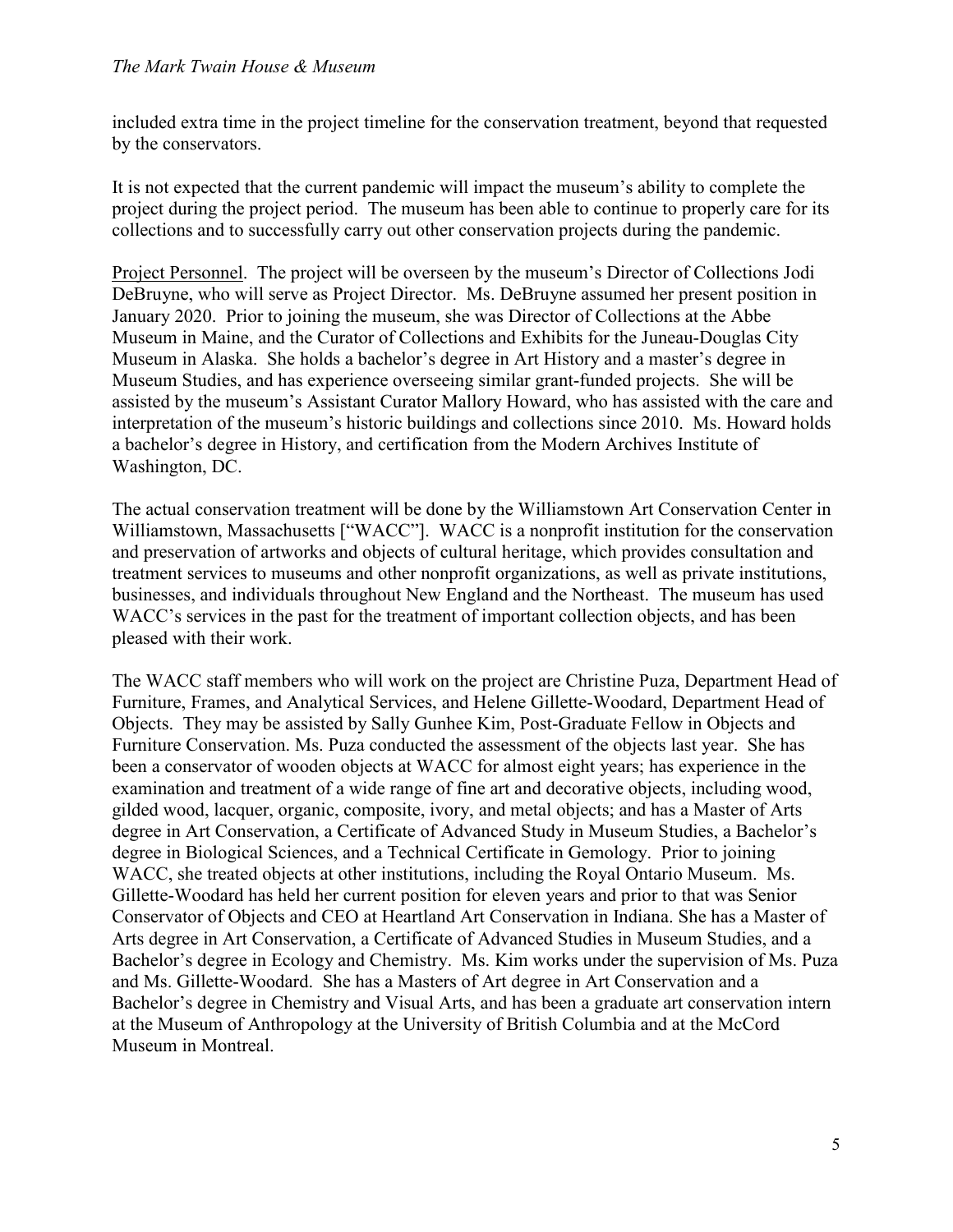included extra time in the project timeline for the conservation treatment, beyond that requested by the conservators.

It is not expected that the current pandemic will impact the museum's ability to complete the project during the project period. The museum has been able to continue to properly care for its collections and to successfully carry out other conservation projects during the pandemic.

Project Personnel. The project will be overseen by the museum's Director of Collections Jodi DeBruyne, who will serve as Project Director. Ms. DeBruyne assumed her present position in January 2020. Prior to joining the museum, she was Director of Collections at the Abbe Museum in Maine, and the Curator of Collections and Exhibits for the Juneau-Douglas City Museum in Alaska. She holds a bachelor's degree in Art History and a master's degree in Museum Studies, and has experience overseeing similar grant-funded projects. She will be assisted by the museum's Assistant Curator Mallory Howard, who has assisted with the care and interpretation of the museum's historic buildings and collections since 2010. Ms. Howard holds a bachelor's degree in History, and certification from the Modern Archives Institute of Washington, DC.

The actual conservation treatment will be done by the Williamstown Art Conservation Center in Williamstown, Massachusetts ["WACC"]. WACC is a nonprofit institution for the conservation and preservation of artworks and objects of cultural heritage, which provides consultation and treatment services to museums and other nonprofit organizations, as well as private institutions, businesses, and individuals throughout New England and the Northeast. The museum has used WACC's services in the past for the treatment of important collection objects, and has been pleased with their work.

The WACC staff members who will work on the project are Christine Puza, Department Head of Furniture, Frames, and Analytical Services, and Helene Gillette-Woodard, Department Head of Objects. They may be assisted by Sally Gunhee Kim, Post-Graduate Fellow in Objects and Furniture Conservation. Ms. Puza conducted the assessment of the objects last year. She has been a conservator of wooden objects at WACC for almost eight years; has experience in the examination and treatment of a wide range of fine art and decorative objects, including wood, gilded wood, lacquer, organic, composite, ivory, and metal objects; and has a Master of Arts degree in Art Conservation, a Certificate of Advanced Study in Museum Studies, a Bachelor's degree in Biological Sciences, and a Technical Certificate in Gemology. Prior to joining WACC, she treated objects at other institutions, including the Royal Ontario Museum. Ms. Gillette-Woodard has held her current position for eleven years and prior to that was Senior Conservator of Objects and CEO at Heartland Art Conservation in Indiana. She has a Master of Arts degree in Art Conservation, a Certificate of Advanced Studies in Museum Studies, and a Bachelor's degree in Ecology and Chemistry. Ms. Kim works under the supervision of Ms. Puza and Ms. Gillette-Woodard. She has a Masters of Art degree in Art Conservation and a Bachelor's degree in Chemistry and Visual Arts, and has been a graduate art conservation intern at the Museum of Anthropology at the University of British Columbia and at the McCord Museum in Montreal.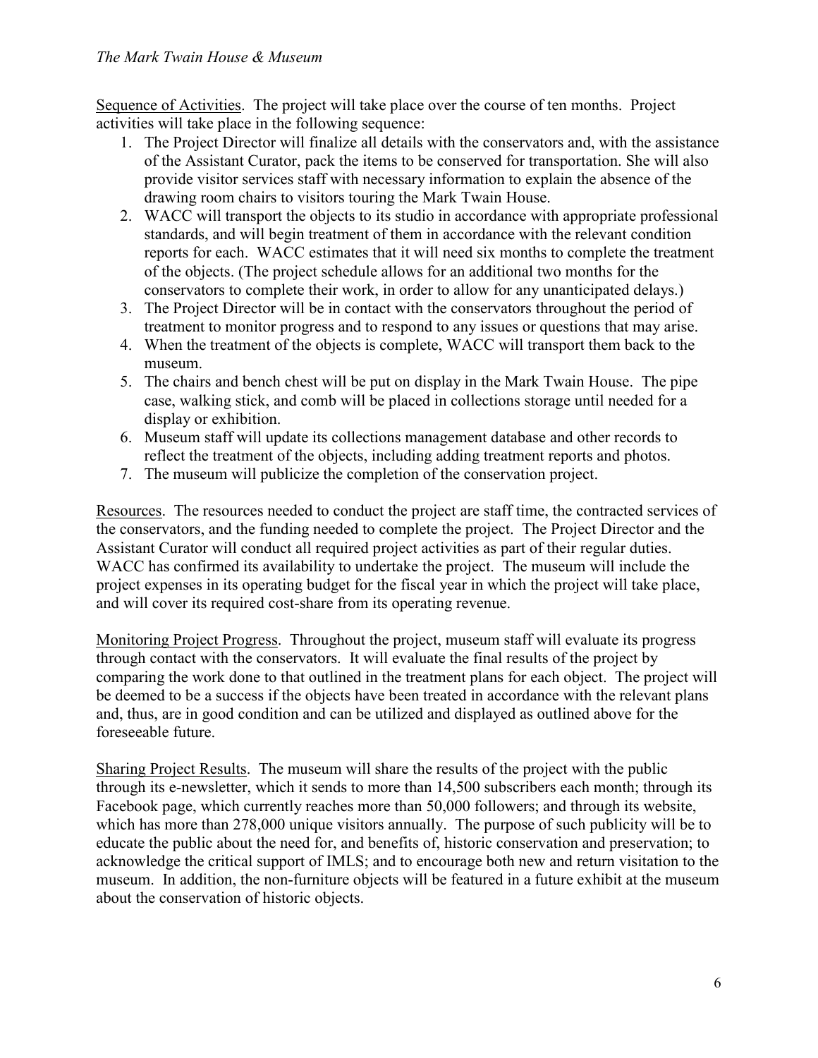Sequence of Activities. The project will take place over the course of ten months. Project activities will take place in the following sequence:

1. The Project Director will finalize all details with the conservators and, with the assistance of the Assistant Curator, pack the items to be conserved for transportation. She will also provide visitor services staff with necessary information to explain the absence of the drawing room chairs to visitors touring the Mark Twain House.
2. WACC will transport the objects to its studio in accordance with appropriate professional standards, and will begin treatment of them in accordance with the relevant condition reports for each. WACC estimates that it will need six months to complete the treatment of the objects. (The project schedule allows for an additional two months for the conservators to complete their work, in order to allow for any unanticipated delays.)
3. The Project Director will be in contact with the conservators throughout the period of treatment to monitor progress and to respond to any issues or questions that may arise.
4. When the treatment of the objects is complete, WACC will transport them back to the museum.
5. The chairs and bench chest will be put on display in the Mark Twain House. The pipe case, walking stick, and comb will be placed in collections storage until needed for a display or exhibition.
6. Museum staff will update its collections management database and other records to reflect the treatment of the objects, including adding treatment reports and photos.
7. The museum will publicize the completion of the conservation project.

Resources. The resources needed to conduct the project are staff time, the contracted services of the conservators, and the funding needed to complete the project. The Project Director and the Assistant Curator will conduct all required project activities as part of their regular duties. WACC has confirmed its availability to undertake the project. The museum will include the project expenses in its operating budget for the fiscal year in which the project will take place, and will cover its required cost-share from its operating revenue.

Monitoring Project Progress. Throughout the project, museum staff will evaluate its progress through contact with the conservators. It will evaluate the final results of the project by comparing the work done to that outlined in the treatment plans for each object. The project will be deemed to be a success if the objects have been treated in accordance with the relevant plans and, thus, are in good condition and can be utilized and displayed as outlined above for the foreseeable future.

Sharing Project Results. The museum will share the results of the project with the public through its e-newsletter, which it sends to more than 14,500 subscribers each month; through its Facebook page, which currently reaches more than 50,000 followers; and through its website, which has more than 278,000 unique visitors annually. The purpose of such publicity will be to educate the public about the need for, and benefits of, historic conservation and preservation; to acknowledge the critical support of IMLS; and to encourage both new and return visitation to the museum. In addition, the non-furniture objects will be featured in a future exhibit at the museum about the conservation of historic objects.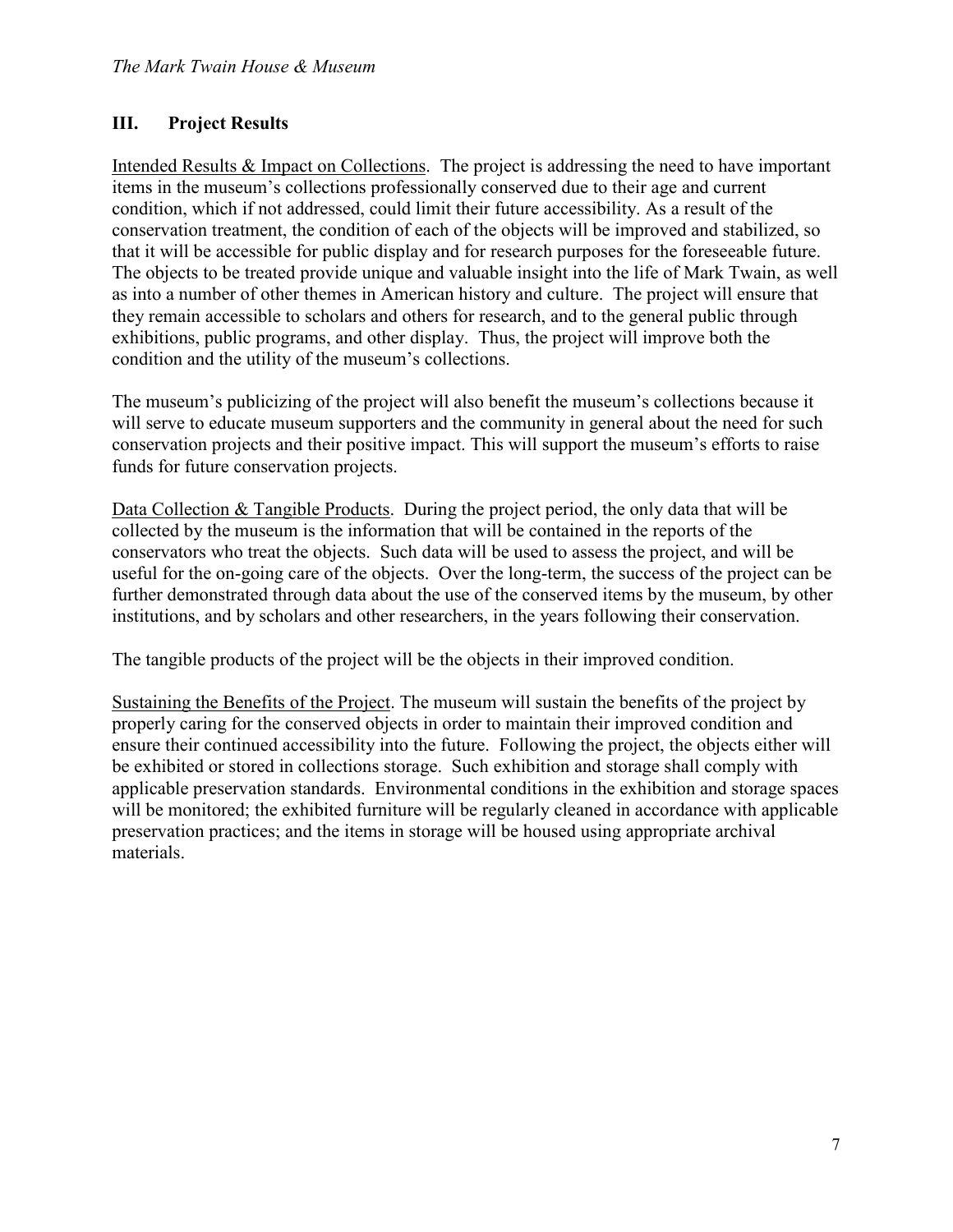## III. Project Results

Intended Results & Impact on Collections. The project is addressing the need to have important items in the museum's collections professionally conserved due to their age and current condition, which if not addressed, could limit their future accessibility. As a result of the conservation treatment, the condition of each of the objects will be improved and stabilized, so that it will be accessible for public display and for research purposes for the foreseeable future. The objects to be treated provide unique and valuable insight into the life of Mark Twain, as well as into a number of other themes in American history and culture. The project will ensure that they remain accessible to scholars and others for research, and to the general public through exhibitions, public programs, and other display. Thus, the project will improve both the condition and the utility of the museum's collections.

The museum's publicizing of the project will also benefit the museum's collections because it will serve to educate museum supporters and the community in general about the need for such conservation projects and their positive impact. This will support the museum's efforts to raise funds for future conservation projects.

Data Collection & Tangible Products. During the project period, the only data that will be collected by the museum is the information that will be contained in the reports of the conservators who treat the objects. Such data will be used to assess the project, and will be useful for the on-going care of the objects. Over the long-term, the success of the project can be further demonstrated through data about the use of the conserved items by the museum, by other institutions, and by scholars and other researchers, in the years following their conservation.

The tangible products of the project will be the objects in their improved condition.

Sustaining the Benefits of the Project. The museum will sustain the benefits of the project by properly caring for the conserved objects in order to maintain their improved condition and ensure their continued accessibility into the future. Following the project, the objects either will be exhibited or stored in collections storage. Such exhibition and storage shall comply with applicable preservation standards. Environmental conditions in the exhibition and storage spaces will be monitored; the exhibited furniture will be regularly cleaned in accordance with applicable preservation practices; and the items in storage will be housed using appropriate archival materials.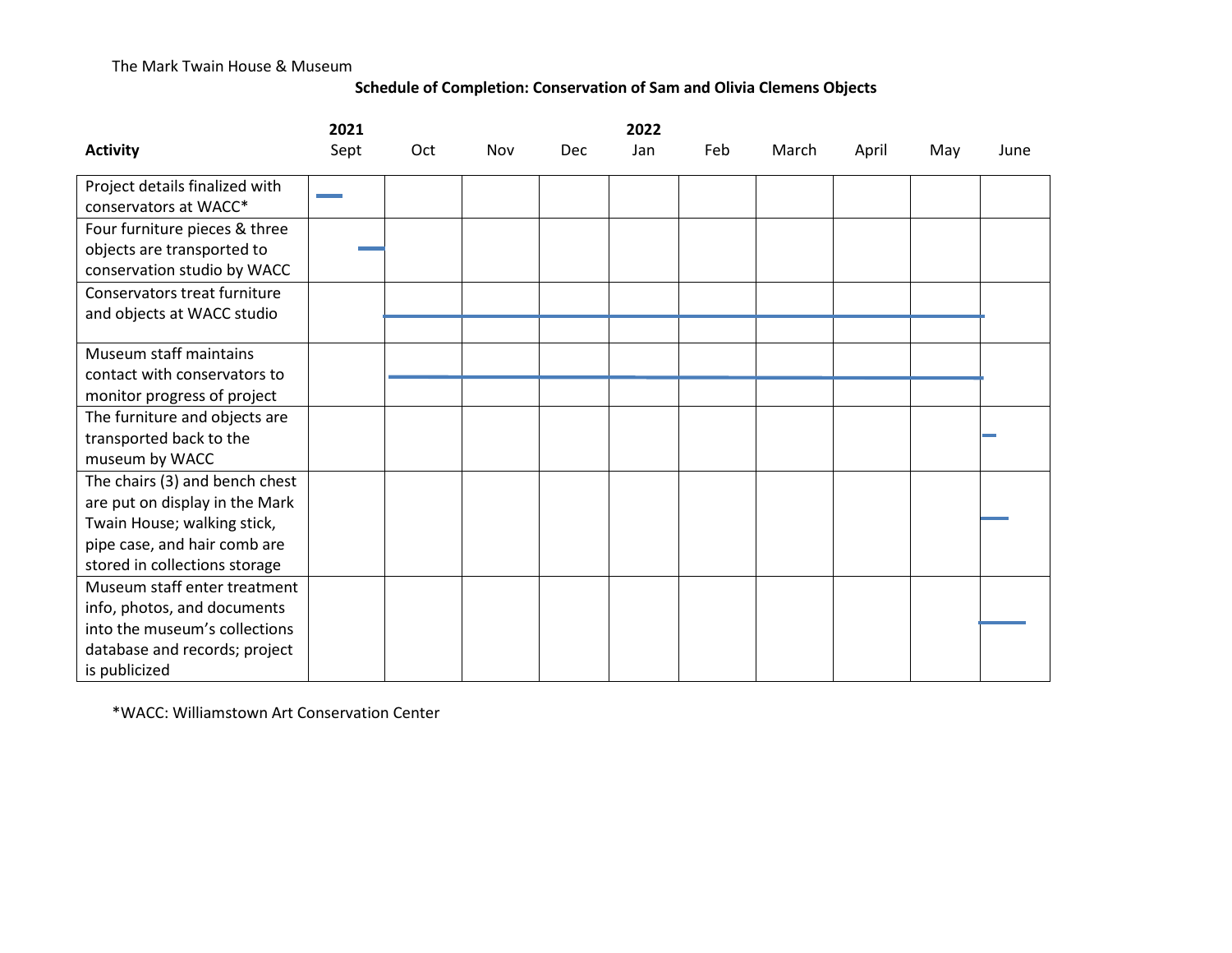The Mark Twain House & Museum

**Schedule of Completion: Conservation of Sam and Olivia Clemens Objects**

| **Activity** | **2021** Sept | Oct | Nov | Dec | **2022** Jan | Feb | March | April | May | June |
|---|---|---|---|---|---|---|---|---|---|---|
| Project details finalized with conservators at WACC* | | | | | | | | | | |
| Four furniture pieces & three objects are transported to conservation studio by WACC | | | | | | | | | | |
| Conservators treat furniture and objects at WACC studio | | | | | | | | | | |
| Museum staff maintains contact with conservators to monitor progress of project | | | | | | | | | | |
| The furniture and objects are transported back to the museum by WACC | | | | | | | | | | |
| The chairs (3) and bench chest are put on display in the Mark Twain House; walking stick, pipe case, and hair comb are stored in collections storage | | | | | | | | | | |
| Museum staff enter treatment info, photos, and documents into the museum's collections database and records; project is publicized | | | | | | | | | | |

*WACC: Williamstown Art Conservation Center